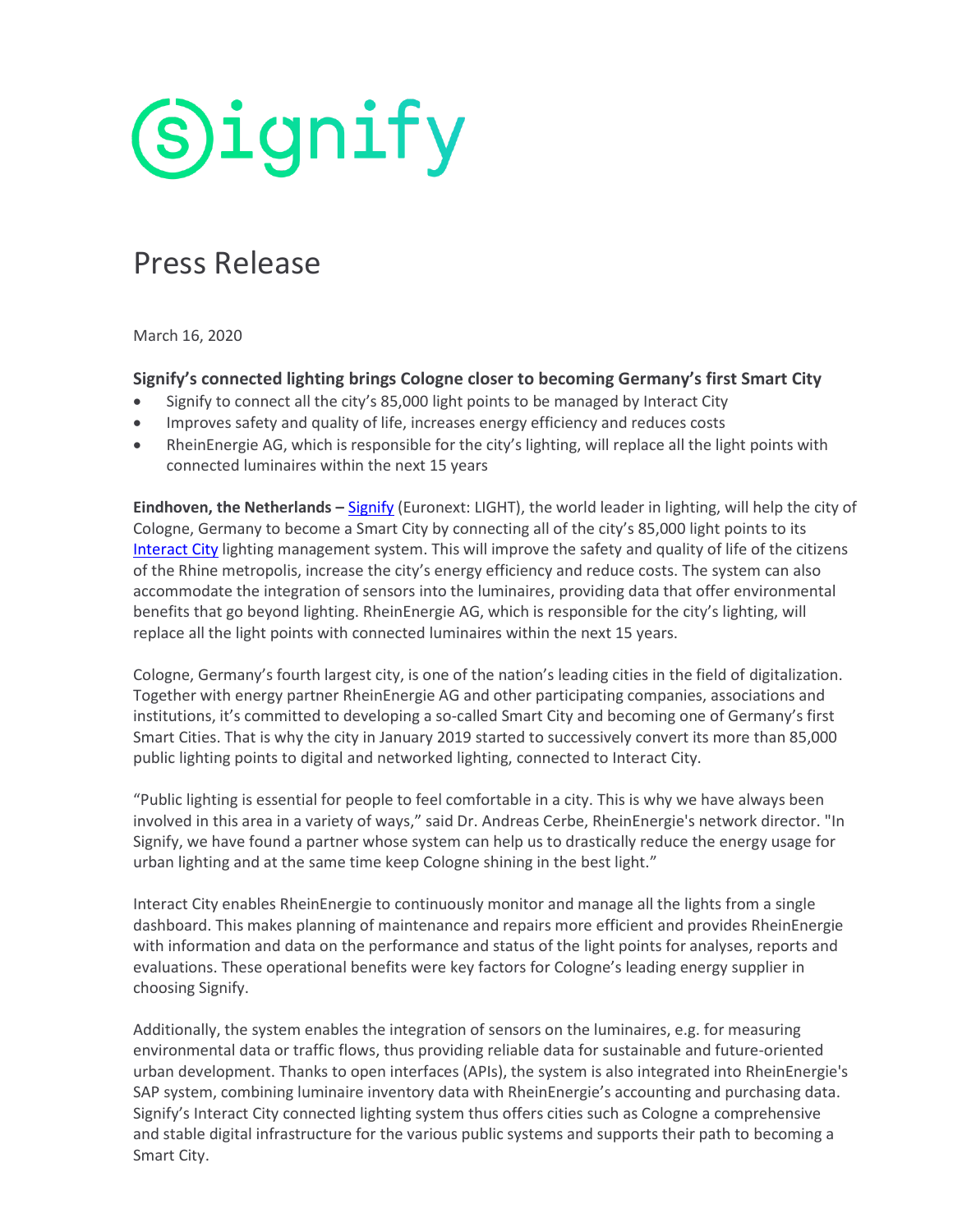# signify

## Press Release

March 16, 2020

### Signify's connected lighting brings Cologne closer to becoming Germany's first Smart City

- Signify to connect all the city's 85,000 light points to be managed by Interact City
- Improves safety and quality of life, increases energy efficiency and reduces costs
- RheinEnergie AG, which is responsible for the city's lighting, will replace all the light points with connected luminaires within the next 15 years

**Eindhoven, the Netherlands –** Signify (Euronext: LIGHT), the world leader in lighting, will help the city of Cologne, Germany to become a Smart City by connecting all of the city's 85,000 light points to its Interact City lighting management system. This will improve the safety and quality of life of the citizens of the Rhine metropolis, increase the city's energy efficiency and reduce costs. The system can also accommodate the integration of sensors into the luminaires, providing data that offer environmental benefits that go beyond lighting. RheinEnergie AG, which is responsible for the city's lighting, will replace all the light points with connected luminaires within the next 15 years.

Cologne, Germany's fourth largest city, is one of the nation's leading cities in the field of digitalization. Together with energy partner RheinEnergie AG and other participating companies, associations and institutions, it's committed to developing a so-called Smart City and becoming one of Germany's first Smart Cities. That is why the city in January 2019 started to successively convert its more than 85,000 public lighting points to digital and networked lighting, connected to Interact City.

"Public lighting is essential for people to feel comfortable in a city. This is why we have always been involved in this area in a variety of ways," said Dr. Andreas Cerbe, RheinEnergie's network director. "In Signify, we have found a partner whose system can help us to drastically reduce the energy usage for urban lighting and at the same time keep Cologne shining in the best light."

Interact City enables RheinEnergie to continuously monitor and manage all the lights from a single dashboard. This makes planning of maintenance and repairs more efficient and provides RheinEnergie with information and data on the performance and status of the light points for analyses, reports and evaluations. These operational benefits were key factors for Cologne's leading energy supplier in choosing Signify.

Additionally, the system enables the integration of sensors on the luminaires, e.g. for measuring environmental data or traffic flows, thus providing reliable data for sustainable and future-oriented urban development. Thanks to open interfaces (APIs), the system is also integrated into RheinEnergie's SAP system, combining luminaire inventory data with RheinEnergie's accounting and purchasing data. Signify's Interact City connected lighting system thus offers cities such as Cologne a comprehensive and stable digital infrastructure for the various public systems and supports their path to becoming a Smart City.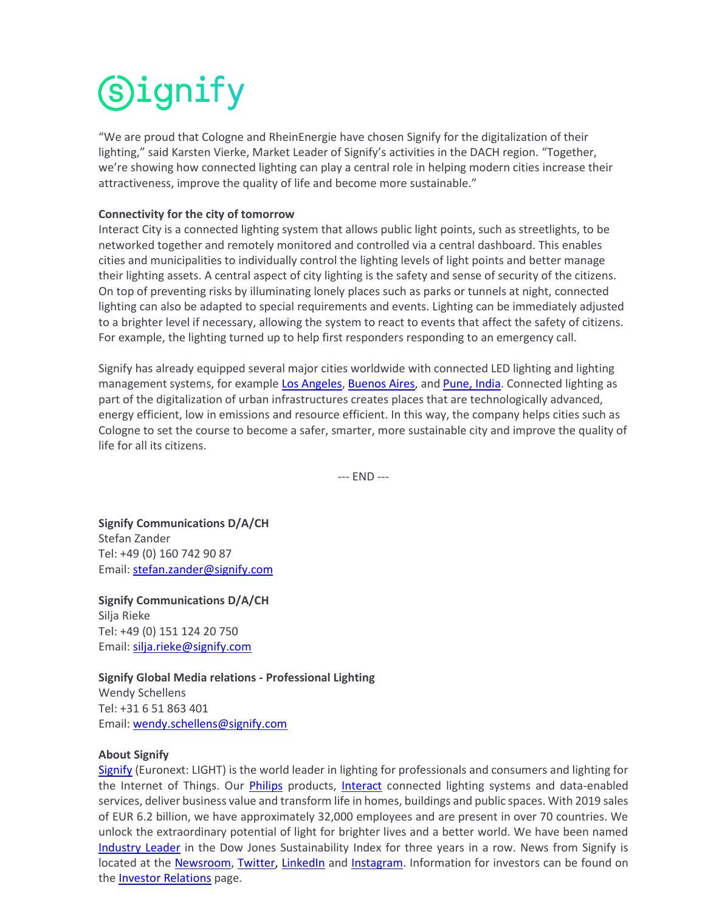"We are proud that Cologne and RheinEnergie have chosen Signify for the digitalization of their lighting," said Karsten Vierke, Market Leader of Signify's activities in the DACH region. "Together, we're showing how connected lighting can play a central role in helping modern cities increase their attractiveness, improve the quality of life and become more sustainable."

**Connectivity for the city of tomorrow**

Interact City is a connected lighting system that allows public light points, such as streetlights, to be networked together and remotely monitored and controlled via a central dashboard. This enables cities and municipalities to individually control the lighting levels of light points and better manage their lighting assets. A central aspect of city lighting is the safety and sense of security of the citizens. On top of preventing risks by illuminating lonely places such as parks or tunnels at night, connected lighting can also be adapted to special requirements and events. Lighting can be immediately adjusted to a brighter level if necessary, allowing the system to react to events that affect the safety of citizens. For example, the lighting turned up to help first responders responding to an emergency call.

Signify has already equipped several major cities worldwide with connected LED lighting and lighting management systems, for example Los Angeles, Buenos Aires, and Pune, India. Connected lighting as part of the digitalization of urban infrastructures creates places that are technologically advanced, energy efficient, low in emissions and resource efficient. In this way, the company helps cities such as Cologne to set the course to become a safer, smarter, more sustainable city and improve the quality of life for all its citizens.

--- END ---

**Signify Communications D/A/CH**
Stefan Zander
Tel: +49 (0) 160 742 90 87
Email: stefan.zander@signify.com

**Signify Communications D/A/CH**
Silja Rieke
Tel: +49 (0) 151 124 20 750
Email: silja.rieke@signify.com

**Signify Global Media relations - Professional Lighting**
Wendy Schellens
Tel: +31 6 51 863 401
Email: wendy.schellens@signify.com

**About Signify**

Signify (Euronext: LIGHT) is the world leader in lighting for professionals and consumers and lighting for the Internet of Things. Our Philips products, Interact connected lighting systems and data-enabled services, deliver business value and transform life in homes, buildings and public spaces. With 2019 sales of EUR 6.2 billion, we have approximately 32,000 employees and are present in over 70 countries. We unlock the extraordinary potential of light for brighter lives and a better world. We have been named Industry Leader in the Dow Jones Sustainability Index for three years in a row. News from Signify is located at the Newsroom, Twitter, LinkedIn and Instagram. Information for investors can be found on the Investor Relations page.